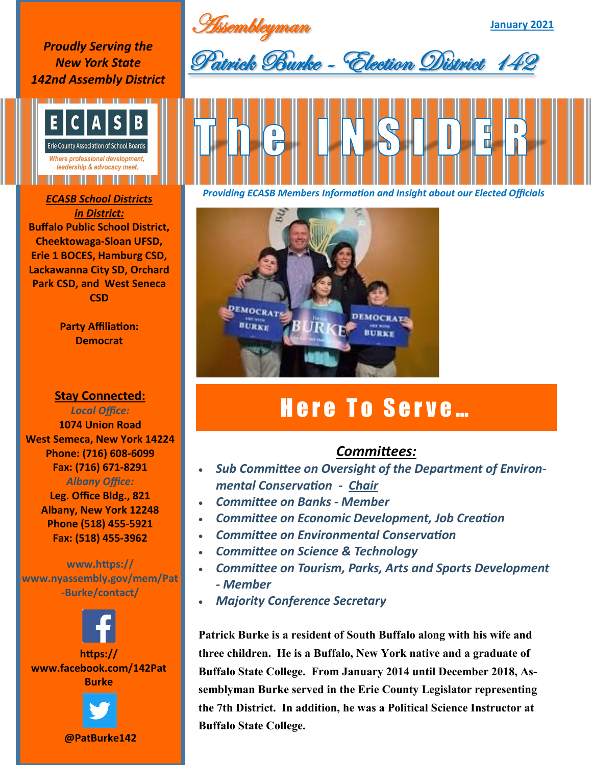# Assemblyman

January 2021

## Patrick Burke - Election District 142

*Proudly Serving the New York State 142nd Assembly District*

ECASB — Erie County Association of School Boards

*Where professional development, leadership & advocacy meet.*

# The INSIDER

*Providing ECASB Members Information and Insight about our Elected Officials*

***ECASB School Districts in District:***

**Buffalo Public School District, Cheektowaga-Sloan UFSD, Erie 1 BOCES, Hamburg CSD, Lackawanna City SD, Orchard Park CSD, and West Seneca CSD**

**Party Affiliation: Democrat**

## Stay Connected:

*Local Office:*

**1074 Union Road**
**West Seneca, New York 14224**
**Phone: (716) 608-6099**
**Fax: (716) 671-8291**

*Albany Office:*

**Leg. Office Bldg., 821**
**Albany, New York 12248**
**Phone (518) 455-5921**
**Fax: (518) 455-3962**

**www.https://www.nyassembly.gov/mem/Pat-Burke/contact/**

**https://www.facebook.com/142PatBurke**

**@PatBurke142**

## Here To Serve…

### Committees:

- *Sub Committee on Oversight of the Department of Environmental Conservation - Chair*
- *Committee on Banks - Member*
- *Committee on Economic Development, Job Creation*
- *Committee on Environmental Conservation*
- *Committee on Science & Technology*
- *Committee on Tourism, Parks, Arts and Sports Development - Member*
- *Majority Conference Secretary*

**Patrick Burke is a resident of South Buffalo along with his wife and three children. He is a Buffalo, New York native and a graduate of Buffalo State College. From January 2014 until December 2018, Assemblyman Burke served in the Erie County Legislator representing the 7th District. In addition, he was a Political Science Instructor at Buffalo State College.**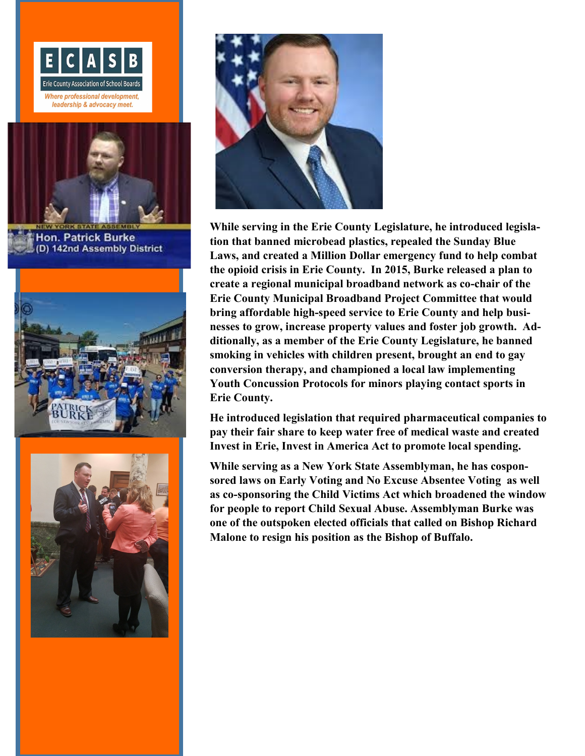While serving in the Erie County Legislature, he introduced legislation that banned microbead plastics, repealed the Sunday Blue Laws, and created a Million Dollar emergency fund to help combat the opioid crisis in Erie County. In 2015, Burke released a plan to create a regional municipal broadband network as co-chair of the Erie County Municipal Broadband Project Committee that would bring affordable high-speed service to Erie County and help businesses to grow, increase property values and foster job growth. Additionally, as a member of the Erie County Legislature, he banned smoking in vehicles with children present, brought an end to gay conversion therapy, and championed a local law implementing Youth Concussion Protocols for minors playing contact sports in Erie County.

He introduced legislation that required pharmaceutical companies to pay their fair share to keep water free of medical waste and created Invest in Erie, Invest in America Act to promote local spending.

While serving as a New York State Assemblyman, he has cosponsored laws on Early Voting and No Excuse Absentee Voting as well as co-sponsoring the Child Victims Act which broadened the window for people to report Child Sexual Abuse. Assemblyman Burke was one of the outspoken elected officials that called on Bishop Richard Malone to resign his position as the Bishop of Buffalo.